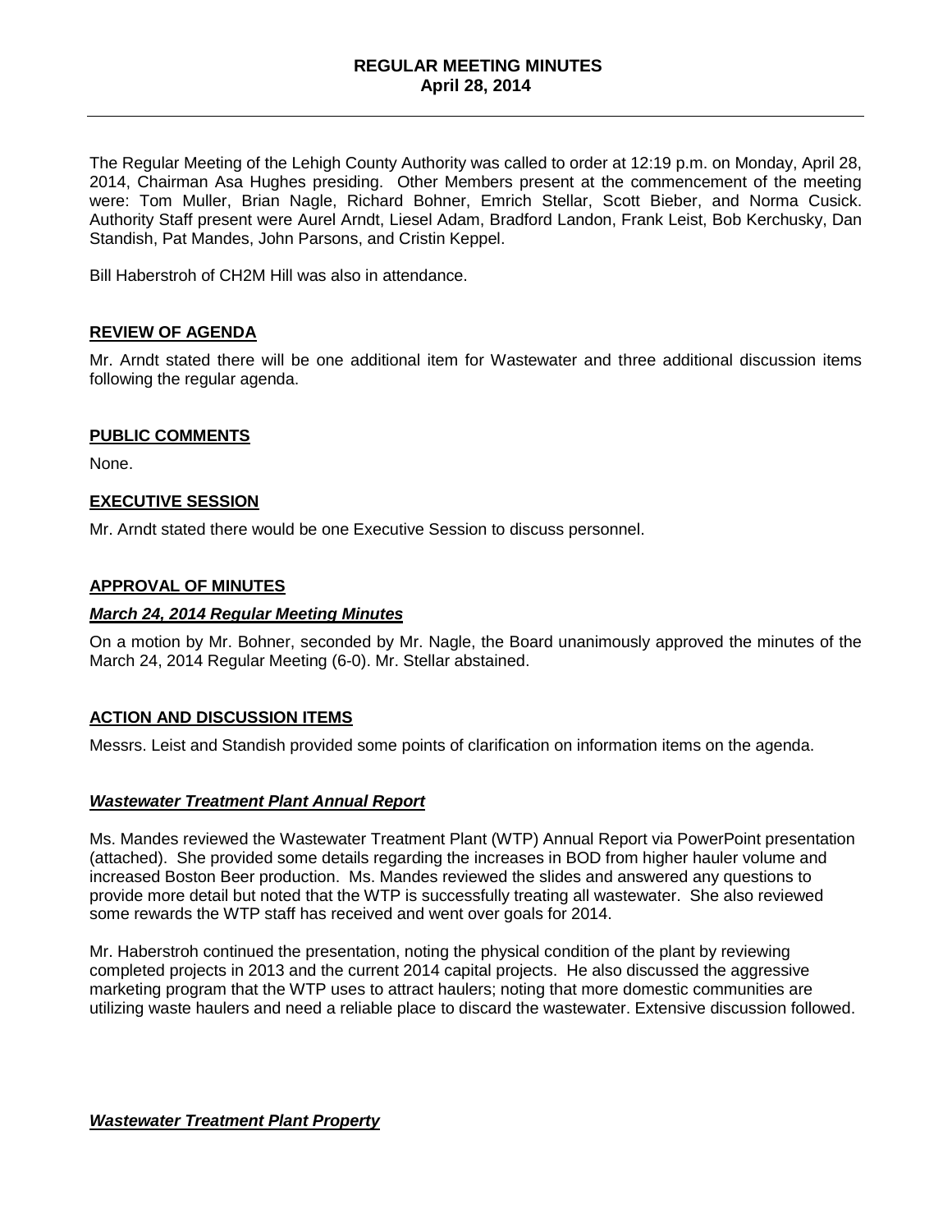**REGULAR MEETING MINUTES**
**April 28, 2014**

---

The Regular Meeting of the Lehigh County Authority was called to order at 12:19 p.m. on Monday, April 28, 2014, Chairman Asa Hughes presiding. Other Members present at the commencement of the meeting were: Tom Muller, Brian Nagle, Richard Bohner, Emrich Stellar, Scott Bieber, and Norma Cusick. Authority Staff present were Aurel Arndt, Liesel Adam, Bradford Landon, Frank Leist, Bob Kerchusky, Dan Standish, Pat Mandes, John Parsons, and Cristin Keppel.

Bill Haberstroh of CH2M Hill was also in attendance.

## **REVIEW OF AGENDA**

Mr. Arndt stated there will be one additional item for Wastewater and three additional discussion items following the regular agenda.

## **PUBLIC COMMENTS**

None.

## **EXECUTIVE SESSION**

Mr. Arndt stated there would be one Executive Session to discuss personnel.

## **APPROVAL OF MINUTES**

### ***March 24, 2014 Regular Meeting Minutes***

On a motion by Mr. Bohner, seconded by Mr. Nagle, the Board unanimously approved the minutes of the March 24, 2014 Regular Meeting (6-0). Mr. Stellar abstained.

## **ACTION AND DISCUSSION ITEMS**

Messrs. Leist and Standish provided some points of clarification on information items on the agenda.

### ***Wastewater Treatment Plant Annual Report***

Ms. Mandes reviewed the Wastewater Treatment Plant (WTP) Annual Report via PowerPoint presentation (attached). She provided some details regarding the increases in BOD from higher hauler volume and increased Boston Beer production. Ms. Mandes reviewed the slides and answered any questions to provide more detail but noted that the WTP is successfully treating all wastewater. She also reviewed some rewards the WTP staff has received and went over goals for 2014.

Mr. Haberstroh continued the presentation, noting the physical condition of the plant by reviewing completed projects in 2013 and the current 2014 capital projects. He also discussed the aggressive marketing program that the WTP uses to attract haulers; noting that more domestic communities are utilizing waste haulers and need a reliable place to discard the wastewater. Extensive discussion followed.

### ***Wastewater Treatment Plant Property***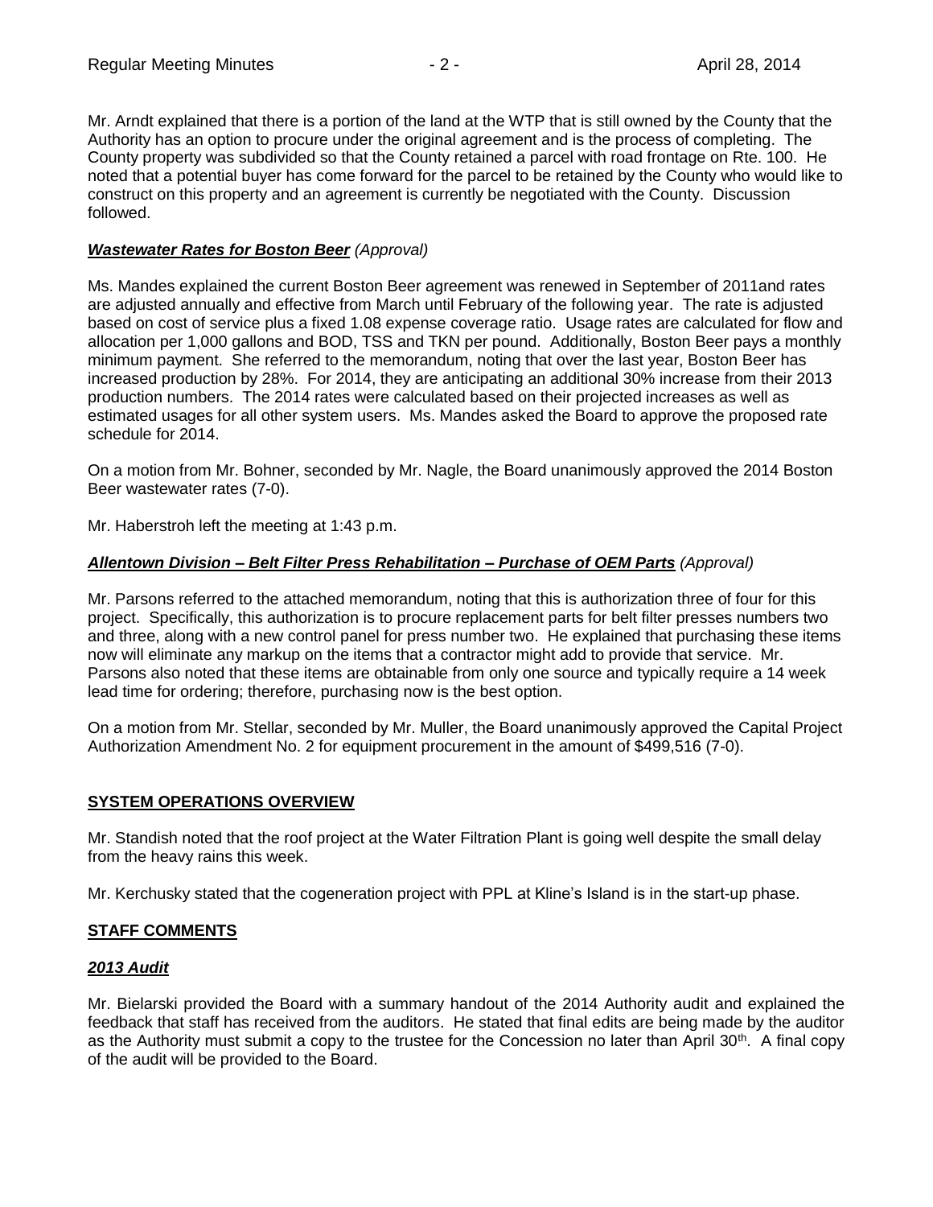Mr. Arndt explained that there is a portion of the land at the WTP that is still owned by the County that the Authority has an option to procure under the original agreement and is the process of completing. The County property was subdivided so that the County retained a parcel with road frontage on Rte. 100. He noted that a potential buyer has come forward for the parcel to be retained by the County who would like to construct on this property and an agreement is currently be negotiated with the County. Discussion followed.

***Wastewater Rates for Boston Beer*** *(Approval)*

Ms. Mandes explained the current Boston Beer agreement was renewed in September of 2011and rates are adjusted annually and effective from March until February of the following year. The rate is adjusted based on cost of service plus a fixed 1.08 expense coverage ratio. Usage rates are calculated for flow and allocation per 1,000 gallons and BOD, TSS and TKN per pound. Additionally, Boston Beer pays a monthly minimum payment. She referred to the memorandum, noting that over the last year, Boston Beer has increased production by 28%. For 2014, they are anticipating an additional 30% increase from their 2013 production numbers. The 2014 rates were calculated based on their projected increases as well as estimated usages for all other system users. Ms. Mandes asked the Board to approve the proposed rate schedule for 2014.

On a motion from Mr. Bohner, seconded by Mr. Nagle, the Board unanimously approved the 2014 Boston Beer wastewater rates (7-0).

Mr. Haberstroh left the meeting at 1:43 p.m.

***Allentown Division – Belt Filter Press Rehabilitation – Purchase of OEM Parts*** *(Approval)*

Mr. Parsons referred to the attached memorandum, noting that this is authorization three of four for this project. Specifically, this authorization is to procure replacement parts for belt filter presses numbers two and three, along with a new control panel for press number two. He explained that purchasing these items now will eliminate any markup on the items that a contractor might add to provide that service. Mr. Parsons also noted that these items are obtainable from only one source and typically require a 14 week lead time for ordering; therefore, purchasing now is the best option.

On a motion from Mr. Stellar, seconded by Mr. Muller, the Board unanimously approved the Capital Project Authorization Amendment No. 2 for equipment procurement in the amount of $499,516 (7-0).

## SYSTEM OPERATIONS OVERVIEW

Mr. Standish noted that the roof project at the Water Filtration Plant is going well despite the small delay from the heavy rains this week.

Mr. Kerchusky stated that the cogeneration project with PPL at Kline's Island is in the start-up phase.

## STAFF COMMENTS

***2013 Audit***

Mr. Bielarski provided the Board with a summary handout of the 2014 Authority audit and explained the feedback that staff has received from the auditors. He stated that final edits are being made by the auditor as the Authority must submit a copy to the trustee for the Concession no later than April 30th. A final copy of the audit will be provided to the Board.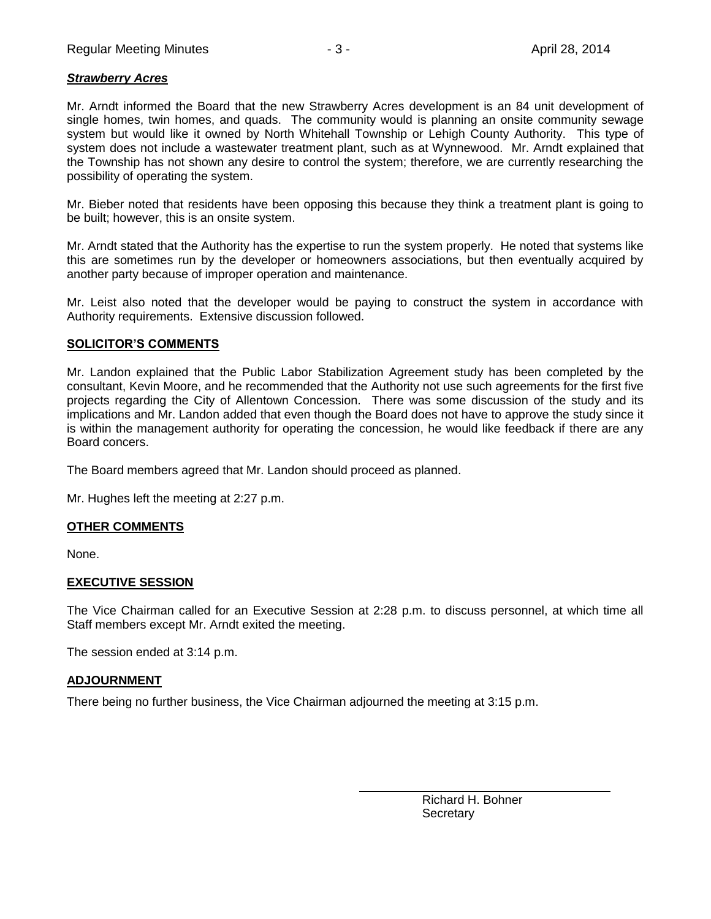***Strawberry Acres***

Mr. Arndt informed the Board that the new Strawberry Acres development is an 84 unit development of single homes, twin homes, and quads. The community would is planning an onsite community sewage system but would like it owned by North Whitehall Township or Lehigh County Authority. This type of system does not include a wastewater treatment plant, such as at Wynnewood. Mr. Arndt explained that the Township has not shown any desire to control the system; therefore, we are currently researching the possibility of operating the system.

Mr. Bieber noted that residents have been opposing this because they think a treatment plant is going to be built; however, this is an onsite system.

Mr. Arndt stated that the Authority has the expertise to run the system properly. He noted that systems like this are sometimes run by the developer or homeowners associations, but then eventually acquired by another party because of improper operation and maintenance.

Mr. Leist also noted that the developer would be paying to construct the system in accordance with Authority requirements. Extensive discussion followed.

## SOLICITOR'S COMMENTS

Mr. Landon explained that the Public Labor Stabilization Agreement study has been completed by the consultant, Kevin Moore, and he recommended that the Authority not use such agreements for the first five projects regarding the City of Allentown Concession. There was some discussion of the study and its implications and Mr. Landon added that even though the Board does not have to approve the study since it is within the management authority for operating the concession, he would like feedback if there are any Board concers.

The Board members agreed that Mr. Landon should proceed as planned.

Mr. Hughes left the meeting at 2:27 p.m.

## OTHER COMMENTS

None.

## EXECUTIVE SESSION

The Vice Chairman called for an Executive Session at 2:28 p.m. to discuss personnel, at which time all Staff members except Mr. Arndt exited the meeting.

The session ended at 3:14 p.m.

## ADJOURNMENT

There being no further business, the Vice Chairman adjourned the meeting at 3:15 p.m.

Richard H. Bohner
Secretary